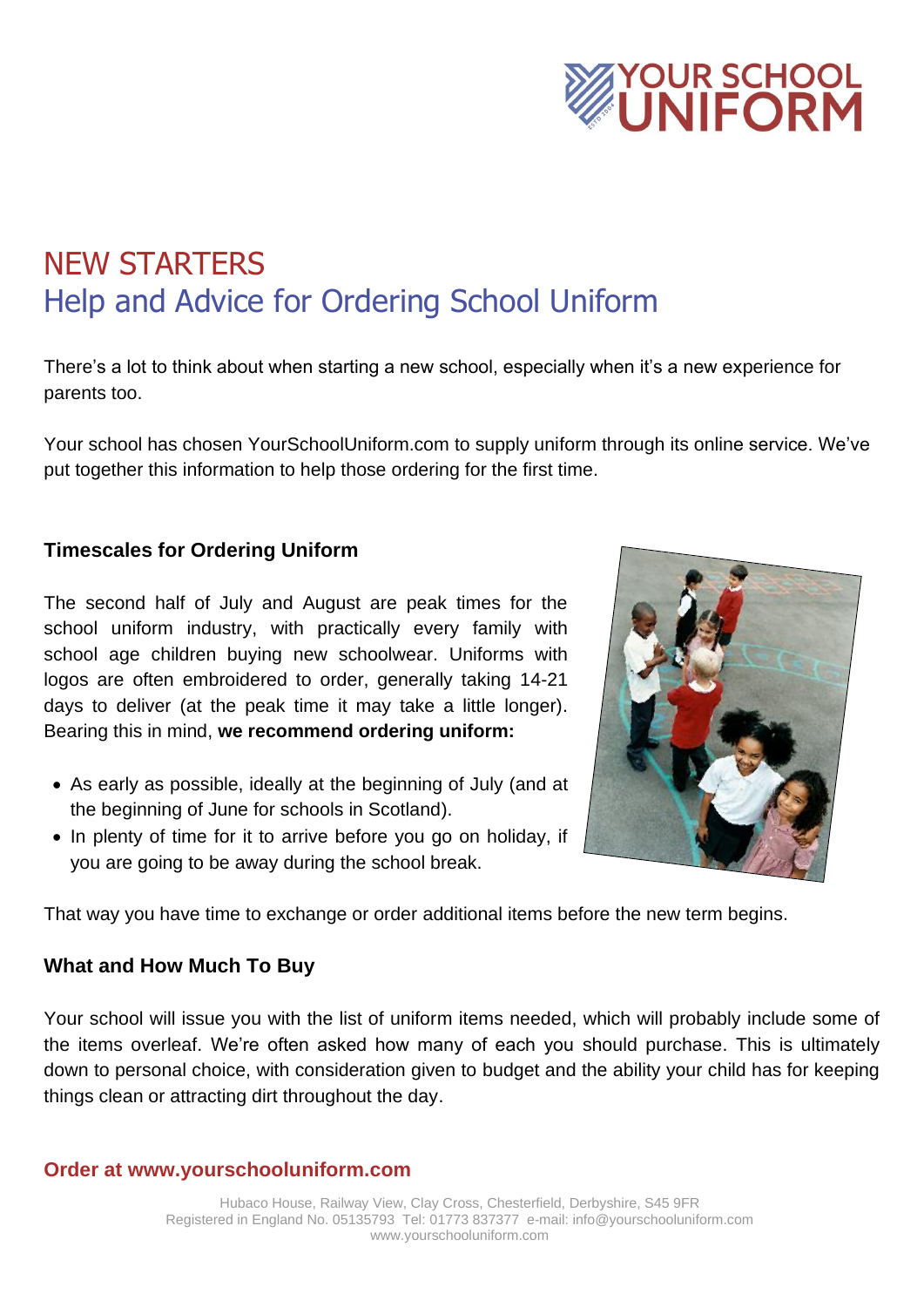# NEW STARTERS

## Help and Advice for Ordering School Uniform

There's a lot to think about when starting a new school, especially when it's a new experience for parents too.

Your school has chosen YourSchoolUniform.com to supply uniform through its online service. We've put together this information to help those ordering for the first time.

### Timescales for Ordering Uniform

The second half of July and August are peak times for the school uniform industry, with practically every family with school age children buying new schoolwear. Uniforms with logos are often embroidered to order, generally taking 14-21 days to deliver (at the peak time it may take a little longer). Bearing this in mind, **we recommend ordering uniform:**

- As early as possible, ideally at the beginning of July (and at the beginning of June for schools in Scotland).
- In plenty of time for it to arrive before you go on holiday, if you are going to be away during the school break.

That way you have time to exchange or order additional items before the new term begins.

### What and How Much To Buy

Your school will issue you with the list of uniform items needed, which will probably include some of the items overleaf. We're often asked how many of each you should purchase. This is ultimately down to personal choice, with consideration given to budget and the ability your child has for keeping things clean or attracting dirt throughout the day.

**Order at www.yourschooluniform.com**

Hubaco House, Railway View, Clay Cross, Chesterfield, Derbyshire, S45 9FR
Registered in England No. 05135793 Tel: 01773 837377 e-mail: info@yourschooluniform.com
www.yourschooluniform.com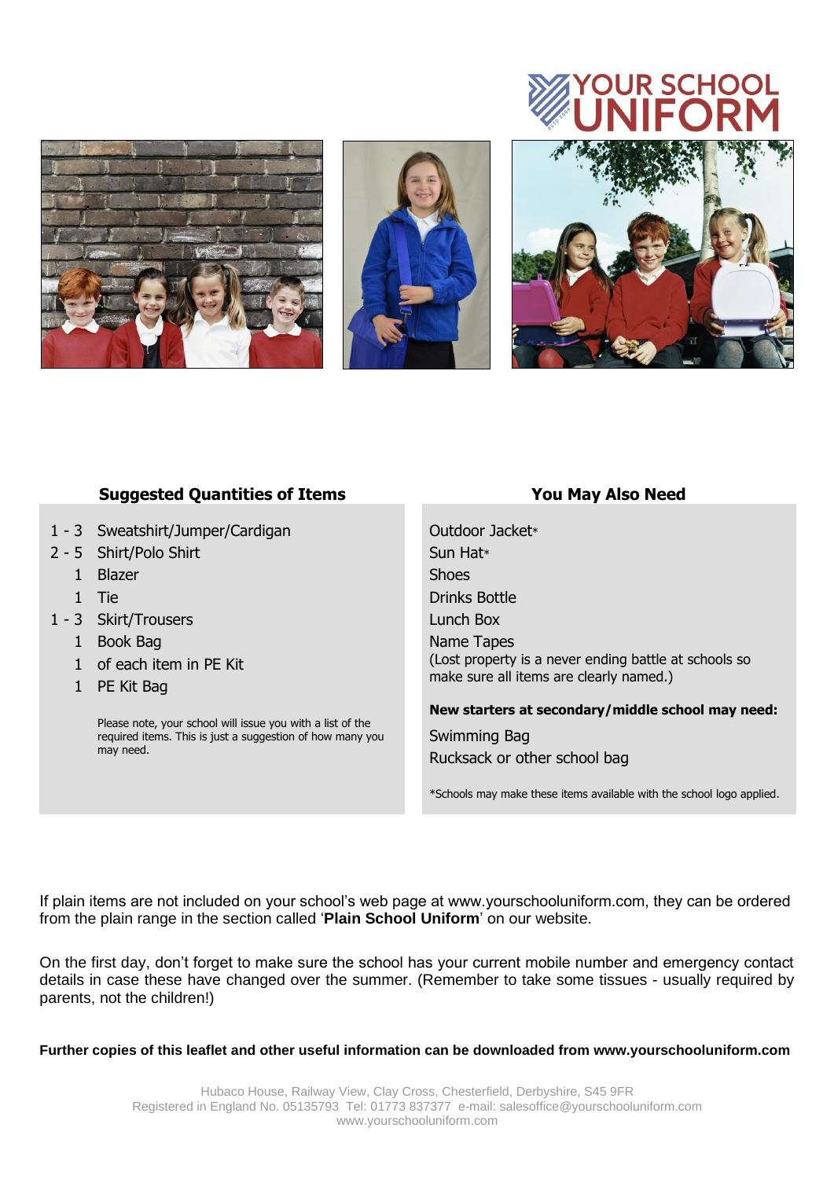YOUR SCHOOL UNIFORM

## Suggested Quantities of Items

- 1 - 3 Sweatshirt/Jumper/Cardigan
- 2 - 5 Shirt/Polo Shirt
- 1 Blazer
- 1 Tie
- 1 - 3 Skirt/Trousers
- 1 Book Bag
- 1 of each item in PE Kit
- 1 PE Kit Bag

Please note, your school will issue you with a list of the required items. This is just a suggestion of how many you may need.

## You May Also Need

- Outdoor Jacket*
- Sun Hat*
- Shoes
- Drinks Bottle
- Lunch Box
- Name Tapes
  (Lost property is a never ending battle at schools so make sure all items are clearly named.)

**New starters at secondary/middle school may need:**

- Swimming Bag
- Rucksack or other school bag

*Schools may make these items available with the school logo applied.

If plain items are not included on your school's web page at www.yourschooluniform.com, they can be ordered from the plain range in the section called '**Plain School Uniform**' on our website.

On the first day, don't forget to make sure the school has your current mobile number and emergency contact details in case these have changed over the summer. (Remember to take some tissues - usually required by parents, not the children!)

**Further copies of this leaflet and other useful information can be downloaded from www.yourschooluniform.com**

Hubaco House, Railway View, Clay Cross, Chesterfield, Derbyshire, S45 9FR
Registered in England No. 05135793 Tel: 01773 837377 e-mail: salesoffice@yourschooluniform.com
www.yourschooluniform.com